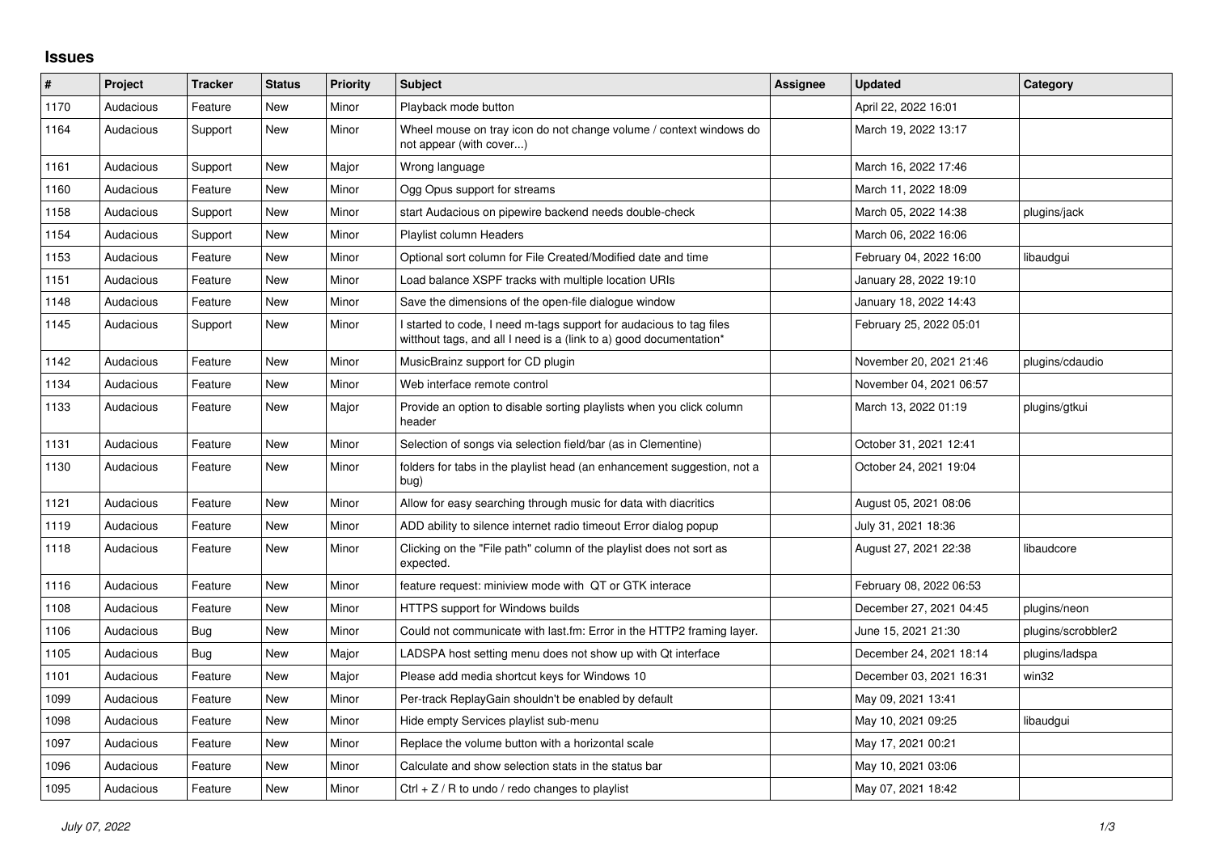## Issues

| # | Project | Tracker | Status | Priority | Subject | Assignee | Updated | Category |
|---|---|---|---|---|---|---|---|---|
| 1170 | Audacious | Feature | New | Minor | Playback mode button | | April 22, 2022 16:01 | |
| 1164 | Audacious | Support | New | Minor | Wheel mouse on tray icon do not change volume / context windows do not appear (with cover...) | | March 19, 2022 13:17 | |
| 1161 | Audacious | Support | New | Major | Wrong language | | March 16, 2022 17:46 | |
| 1160 | Audacious | Feature | New | Minor | Ogg Opus support for streams | | March 11, 2022 18:09 | |
| 1158 | Audacious | Support | New | Minor | start Audacious on pipewire backend needs double-check | | March 05, 2022 14:38 | plugins/jack |
| 1154 | Audacious | Support | New | Minor | Playlist column Headers | | March 06, 2022 16:06 | |
| 1153 | Audacious | Feature | New | Minor | Optional sort column for File Created/Modified date and time | | February 04, 2022 16:00 | libaudgui |
| 1151 | Audacious | Feature | New | Minor | Load balance XSPF tracks with multiple location URIs | | January 28, 2022 19:10 | |
| 1148 | Audacious | Feature | New | Minor | Save the dimensions of the open-file dialogue window | | January 18, 2022 14:43 | |
| 1145 | Audacious | Support | New | Minor | I started to code, I need m-tags support for audacious to tag files witthout tags, and all I need is a (link to a) good documentation* | | February 25, 2022 05:01 | |
| 1142 | Audacious | Feature | New | Minor | MusicBrainz support for CD plugin | | November 20, 2021 21:46 | plugins/cdaudio |
| 1134 | Audacious | Feature | New | Minor | Web interface remote control | | November 04, 2021 06:57 | |
| 1133 | Audacious | Feature | New | Major | Provide an option to disable sorting playlists when you click column header | | March 13, 2022 01:19 | plugins/gtkui |
| 1131 | Audacious | Feature | New | Minor | Selection of songs via selection field/bar (as in Clementine) | | October 31, 2021 12:41 | |
| 1130 | Audacious | Feature | New | Minor | folders for tabs in the playlist head (an enhancement suggestion, not a bug) | | October 24, 2021 19:04 | |
| 1121 | Audacious | Feature | New | Minor | Allow for easy searching through music for data with diacritics | | August 05, 2021 08:06 | |
| 1119 | Audacious | Feature | New | Minor | ADD ability to silence internet radio timeout Error dialog popup | | July 31, 2021 18:36 | |
| 1118 | Audacious | Feature | New | Minor | Clicking on the "File path" column of the playlist does not sort as expected. | | August 27, 2021 22:38 | libaudcore |
| 1116 | Audacious | Feature | New | Minor | feature request: miniview mode with QT or GTK interace | | February 08, 2022 06:53 | |
| 1108 | Audacious | Feature | New | Minor | HTTPS support for Windows builds | | December 27, 2021 04:45 | plugins/neon |
| 1106 | Audacious | Bug | New | Minor | Could not communicate with last.fm: Error in the HTTP2 framing layer. | | June 15, 2021 21:30 | plugins/scrobbler2 |
| 1105 | Audacious | Bug | New | Major | LADSPA host setting menu does not show up with Qt interface | | December 24, 2021 18:14 | plugins/ladspa |
| 1101 | Audacious | Feature | New | Major | Please add media shortcut keys for Windows 10 | | December 03, 2021 16:31 | win32 |
| 1099 | Audacious | Feature | New | Minor | Per-track ReplayGain shouldn't be enabled by default | | May 09, 2021 13:41 | |
| 1098 | Audacious | Feature | New | Minor | Hide empty Services playlist sub-menu | | May 10, 2021 09:25 | libaudgui |
| 1097 | Audacious | Feature | New | Minor | Replace the volume button with a horizontal scale | | May 17, 2021 00:21 | |
| 1096 | Audacious | Feature | New | Minor | Calculate and show selection stats in the status bar | | May 10, 2021 03:06 | |
| 1095 | Audacious | Feature | New | Minor | Ctrl + Z / R to undo / redo changes to playlist | | May 07, 2021 18:42 | |

*July 07, 2022*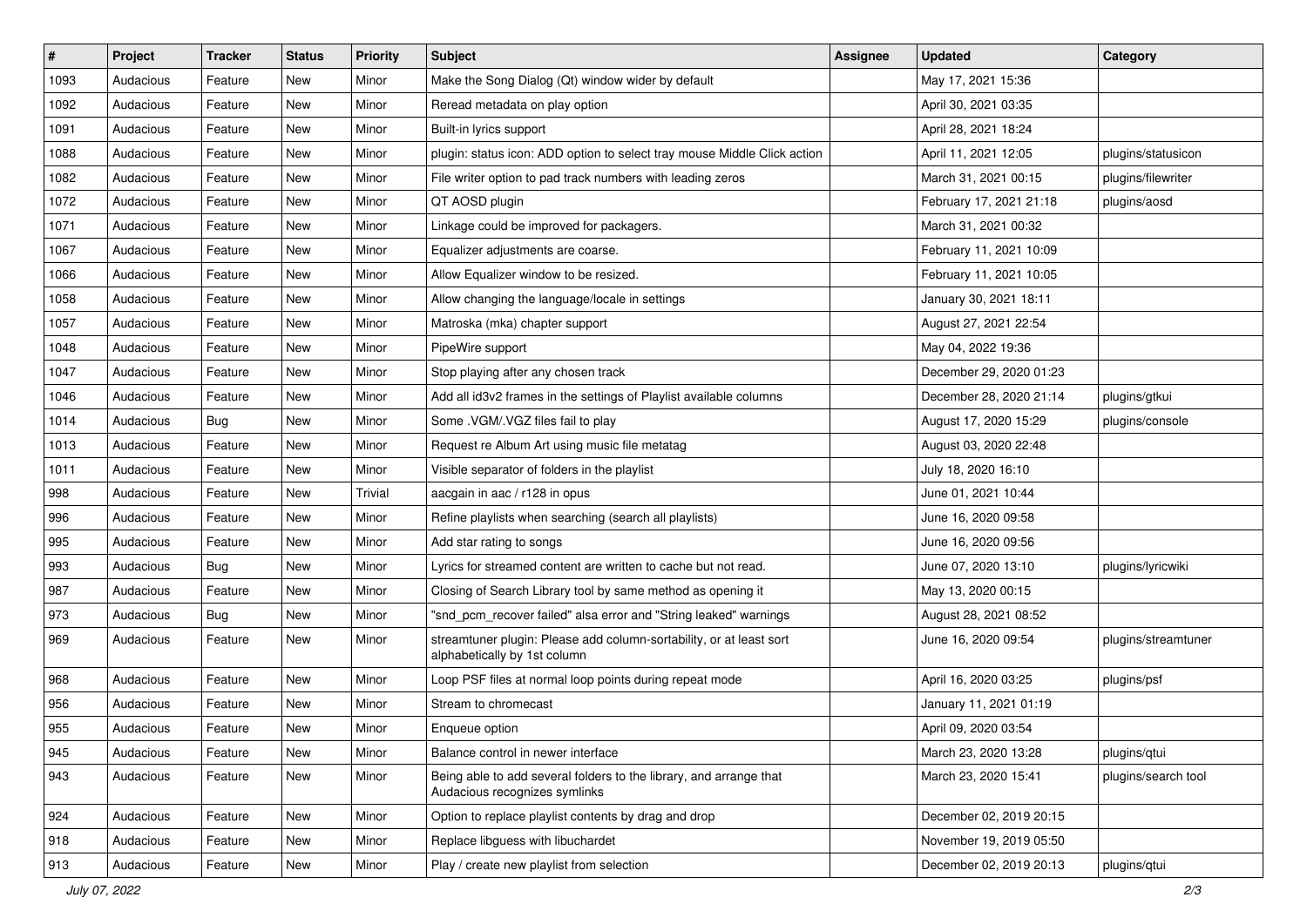| # | Project | Tracker | Status | Priority | Subject | Assignee | Updated | Category |
|---|---|---|---|---|---|---|---|---|
| 1093 | Audacious | Feature | New | Minor | Make the Song Dialog (Qt) window wider by default | | May 17, 2021 15:36 | |
| 1092 | Audacious | Feature | New | Minor | Reread metadata on play option | | April 30, 2021 03:35 | |
| 1091 | Audacious | Feature | New | Minor | Built-in lyrics support | | April 28, 2021 18:24 | |
| 1088 | Audacious | Feature | New | Minor | plugin: status icon: ADD option to select tray mouse Middle Click action | | April 11, 2021 12:05 | plugins/statusicon |
| 1082 | Audacious | Feature | New | Minor | File writer option to pad track numbers with leading zeros | | March 31, 2021 00:15 | plugins/filewriter |
| 1072 | Audacious | Feature | New | Minor | QT AOSD plugin | | February 17, 2021 21:18 | plugins/aosd |
| 1071 | Audacious | Feature | New | Minor | Linkage could be improved for packagers. | | March 31, 2021 00:32 | |
| 1067 | Audacious | Feature | New | Minor | Equalizer adjustments are coarse. | | February 11, 2021 10:09 | |
| 1066 | Audacious | Feature | New | Minor | Allow Equalizer window to be resized. | | February 11, 2021 10:05 | |
| 1058 | Audacious | Feature | New | Minor | Allow changing the language/locale in settings | | January 30, 2021 18:11 | |
| 1057 | Audacious | Feature | New | Minor | Matroska (mka) chapter support | | August 27, 2021 22:54 | |
| 1048 | Audacious | Feature | New | Minor | PipeWire support | | May 04, 2022 19:36 | |
| 1047 | Audacious | Feature | New | Minor | Stop playing after any chosen track | | December 29, 2020 01:23 | |
| 1046 | Audacious | Feature | New | Minor | Add all id3v2 frames in the settings of Playlist available columns | | December 28, 2020 21:14 | plugins/gtkui |
| 1014 | Audacious | Bug | New | Minor | Some .VGM/.VGZ files fail to play | | August 17, 2020 15:29 | plugins/console |
| 1013 | Audacious | Feature | New | Minor | Request re Album Art using music file metatag | | August 03, 2020 22:48 | |
| 1011 | Audacious | Feature | New | Minor | Visible separator of folders in the playlist | | July 18, 2020 16:10 | |
| 998 | Audacious | Feature | New | Trivial | aacgain in aac / r128 in opus | | June 01, 2021 10:44 | |
| 996 | Audacious | Feature | New | Minor | Refine playlists when searching (search all playlists) | | June 16, 2020 09:58 | |
| 995 | Audacious | Feature | New | Minor | Add star rating to songs | | June 16, 2020 09:56 | |
| 993 | Audacious | Bug | New | Minor | Lyrics for streamed content are written to cache but not read. | | June 07, 2020 13:10 | plugins/lyricwiki |
| 987 | Audacious | Feature | New | Minor | Closing of Search Library tool by same method as opening it | | May 13, 2020 00:15 | |
| 973 | Audacious | Bug | New | Minor | "snd_pcm_recover failed" alsa error and "String leaked" warnings | | August 28, 2021 08:52 | |
| 969 | Audacious | Feature | New | Minor | streamtuner plugin: Please add column-sortability, or at least sort alphabetically by 1st column | | June 16, 2020 09:54 | plugins/streamtuner |
| 968 | Audacious | Feature | New | Minor | Loop PSF files at normal loop points during repeat mode | | April 16, 2020 03:25 | plugins/psf |
| 956 | Audacious | Feature | New | Minor | Stream to chromecast | | January 11, 2021 01:19 | |
| 955 | Audacious | Feature | New | Minor | Enqueue option | | April 09, 2020 03:54 | |
| 945 | Audacious | Feature | New | Minor | Balance control in newer interface | | March 23, 2020 13:28 | plugins/qtui |
| 943 | Audacious | Feature | New | Minor | Being able to add several folders to the library, and arrange that Audacious recognizes symlinks | | March 23, 2020 15:41 | plugins/search tool |
| 924 | Audacious | Feature | New | Minor | Option to replace playlist contents by drag and drop | | December 02, 2019 20:15 | |
| 918 | Audacious | Feature | New | Minor | Replace libguess with libuchardet | | November 19, 2019 05:50 | |
| 913 | Audacious | Feature | New | Minor | Play / create new playlist from selection | | December 02, 2019 20:13 | plugins/qtui |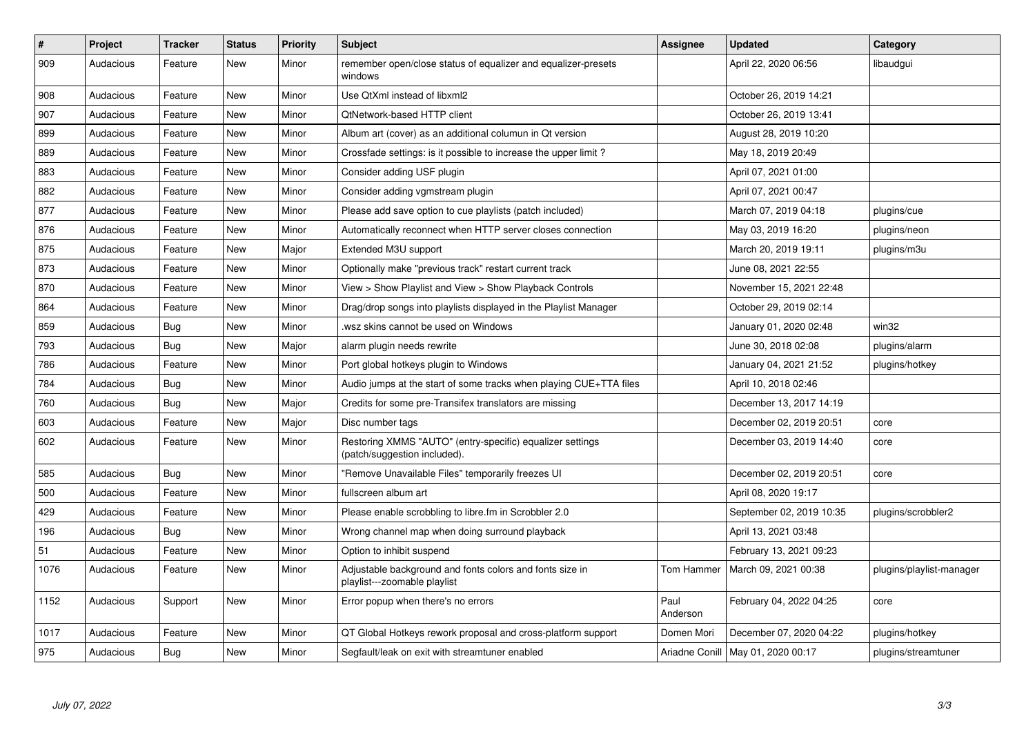| # | Project | Tracker | Status | Priority | Subject | Assignee | Updated | Category |
|---|---|---|---|---|---|---|---|---|
| 909 | Audacious | Feature | New | Minor | remember open/close status of equalizer and equalizer-presets windows | | April 22, 2020 06:56 | libaudgui |
| 908 | Audacious | Feature | New | Minor | Use QtXml instead of libxml2 | | October 26, 2019 14:21 | |
| 907 | Audacious | Feature | New | Minor | QtNetwork-based HTTP client | | October 26, 2019 13:41 | |
| 899 | Audacious | Feature | New | Minor | Album art (cover) as an additional columun in Qt version | | August 28, 2019 10:20 | |
| 889 | Audacious | Feature | New | Minor | Crossfade settings: is it possible to increase the upper limit ? | | May 18, 2019 20:49 | |
| 883 | Audacious | Feature | New | Minor | Consider adding USF plugin | | April 07, 2021 01:00 | |
| 882 | Audacious | Feature | New | Minor | Consider adding vgmstream plugin | | April 07, 2021 00:47 | |
| 877 | Audacious | Feature | New | Minor | Please add save option to cue playlists (patch included) | | March 07, 2019 04:18 | plugins/cue |
| 876 | Audacious | Feature | New | Minor | Automatically reconnect when HTTP server closes connection | | May 03, 2019 16:20 | plugins/neon |
| 875 | Audacious | Feature | New | Major | Extended M3U support | | March 20, 2019 19:11 | plugins/m3u |
| 873 | Audacious | Feature | New | Minor | Optionally make "previous track" restart current track | | June 08, 2021 22:55 | |
| 870 | Audacious | Feature | New | Minor | View > Show Playlist and View > Show Playback Controls | | November 15, 2021 22:48 | |
| 864 | Audacious | Feature | New | Minor | Drag/drop songs into playlists displayed in the Playlist Manager | | October 29, 2019 02:14 | |
| 859 | Audacious | Bug | New | Minor | .wsz skins cannot be used on Windows | | January 01, 2020 02:48 | win32 |
| 793 | Audacious | Bug | New | Major | alarm plugin needs rewrite | | June 30, 2018 02:08 | plugins/alarm |
| 786 | Audacious | Feature | New | Minor | Port global hotkeys plugin to Windows | | January 04, 2021 21:52 | plugins/hotkey |
| 784 | Audacious | Bug | New | Minor | Audio jumps at the start of some tracks when playing CUE+TTA files | | April 10, 2018 02:46 | |
| 760 | Audacious | Bug | New | Major | Credits for some pre-Transifex translators are missing | | December 13, 2017 14:19 | |
| 603 | Audacious | Feature | New | Major | Disc number tags | | December 02, 2019 20:51 | core |
| 602 | Audacious | Feature | New | Minor | Restoring XMMS "AUTO" (entry-specific) equalizer settings (patch/suggestion included). | | December 03, 2019 14:40 | core |
| 585 | Audacious | Bug | New | Minor | "Remove Unavailable Files" temporarily freezes UI | | December 02, 2019 20:51 | core |
| 500 | Audacious | Feature | New | Minor | fullscreen album art | | April 08, 2020 19:17 | |
| 429 | Audacious | Feature | New | Minor | Please enable scrobbling to libre.fm in Scrobbler 2.0 | | September 02, 2019 10:35 | plugins/scrobbler2 |
| 196 | Audacious | Bug | New | Minor | Wrong channel map when doing surround playback | | April 13, 2021 03:48 | |
| 51 | Audacious | Feature | New | Minor | Option to inhibit suspend | | February 13, 2021 09:23 | |
| 1076 | Audacious | Feature | New | Minor | Adjustable background and fonts colors and fonts size in playlist---zoomable playlist | Tom Hammer | March 09, 2021 00:38 | plugins/playlist-manager |
| 1152 | Audacious | Support | New | Minor | Error popup when there's no errors | Paul Anderson | February 04, 2022 04:25 | core |
| 1017 | Audacious | Feature | New | Minor | QT Global Hotkeys rework proposal and cross-platform support | Domen Mori | December 07, 2020 04:22 | plugins/hotkey |
| 975 | Audacious | Bug | New | Minor | Segfault/leak on exit with streamtuner enabled | Ariadne Conill | May 01, 2020 00:17 | plugins/streamtuner |

*July 07, 2022*